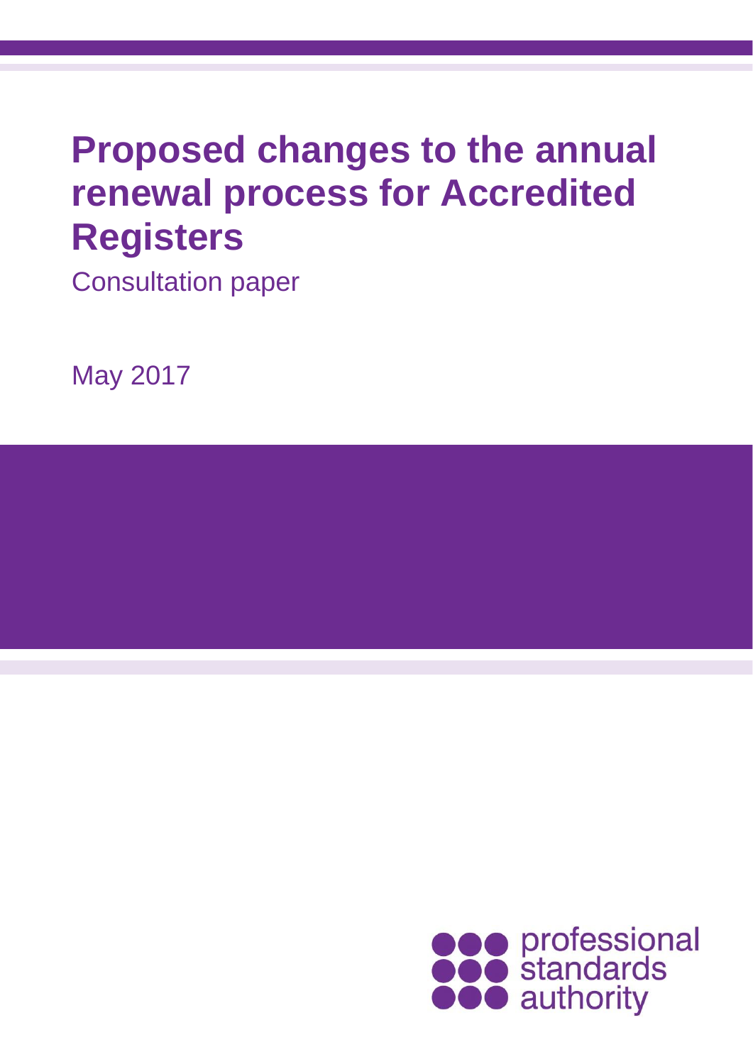# Proposed changes to the annual renewal process for Accredited Registers

Consultation paper

May 2017

professional standards authority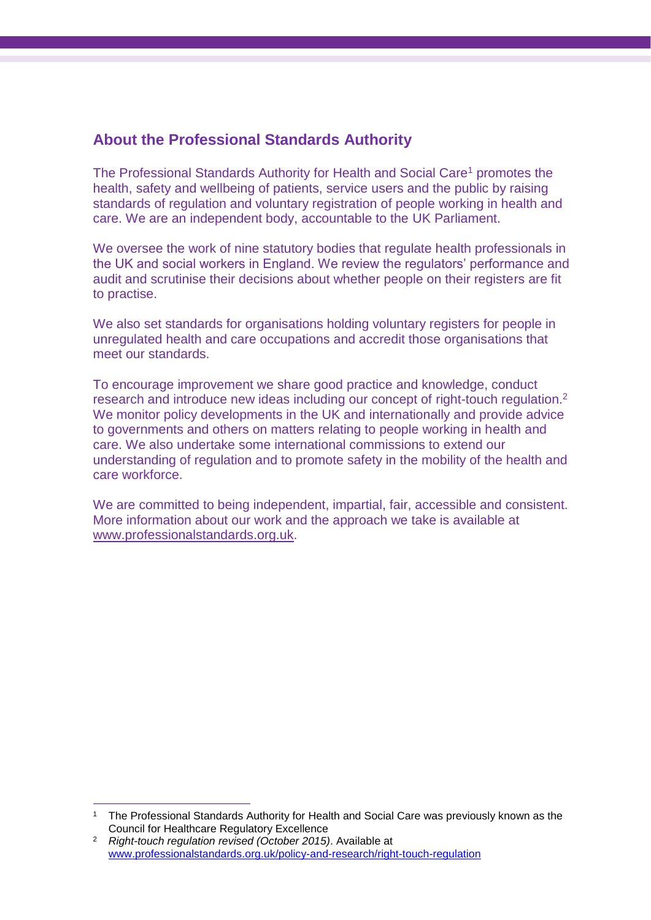## About the Professional Standards Authority

The Professional Standards Authority for Health and Social Care[1] promotes the health, safety and wellbeing of patients, service users and the public by raising standards of regulation and voluntary registration of people working in health and care. We are an independent body, accountable to the UK Parliament.

We oversee the work of nine statutory bodies that regulate health professionals in the UK and social workers in England. We review the regulators' performance and audit and scrutinise their decisions about whether people on their registers are fit to practise.

We also set standards for organisations holding voluntary registers for people in unregulated health and care occupations and accredit those organisations that meet our standards.

To encourage improvement we share good practice and knowledge, conduct research and introduce new ideas including our concept of right-touch regulation.[2] We monitor policy developments in the UK and internationally and provide advice to governments and others on matters relating to people working in health and care. We also undertake some international commissions to extend our understanding of regulation and to promote safety in the mobility of the health and care workforce.

We are committed to being independent, impartial, fair, accessible and consistent. More information about our work and the approach we take is available at www.professionalstandards.org.uk.

---

[1] The Professional Standards Authority for Health and Social Care was previously known as the Council for Healthcare Regulatory Excellence

[2] *Right-touch regulation revised (October 2015)*. Available at www.professionalstandards.org.uk/policy-and-research/right-touch-regulation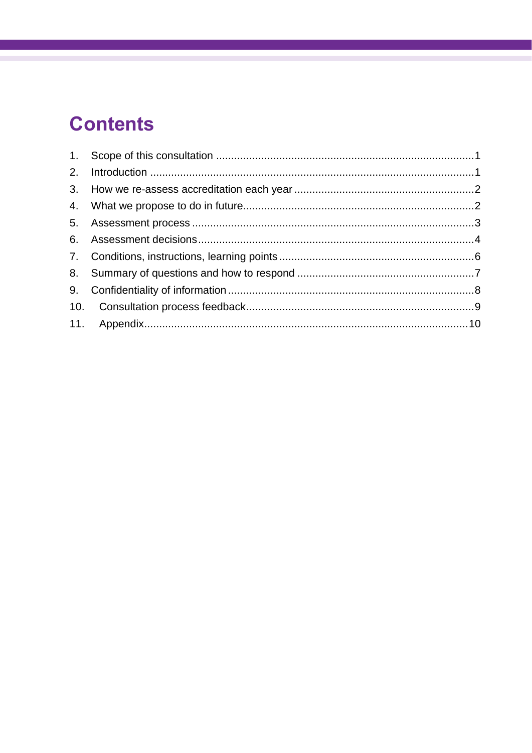# Contents

1. Scope of this consultation .....................................................................................1
2. Introduction ...........................................................................................................1
3. How we re-assess accreditation each year ............................................................2
4. What we propose to do in future............................................................................2
5. Assessment process .............................................................................................3
6. Assessment decisions...........................................................................................4
7. Conditions, instructions, learning points .................................................................6
8. Summary of questions and how to respond ...........................................................7
9. Confidentiality of information ..................................................................................8
10. Consultation process feedback............................................................................9
11. Appendix...........................................................................................................10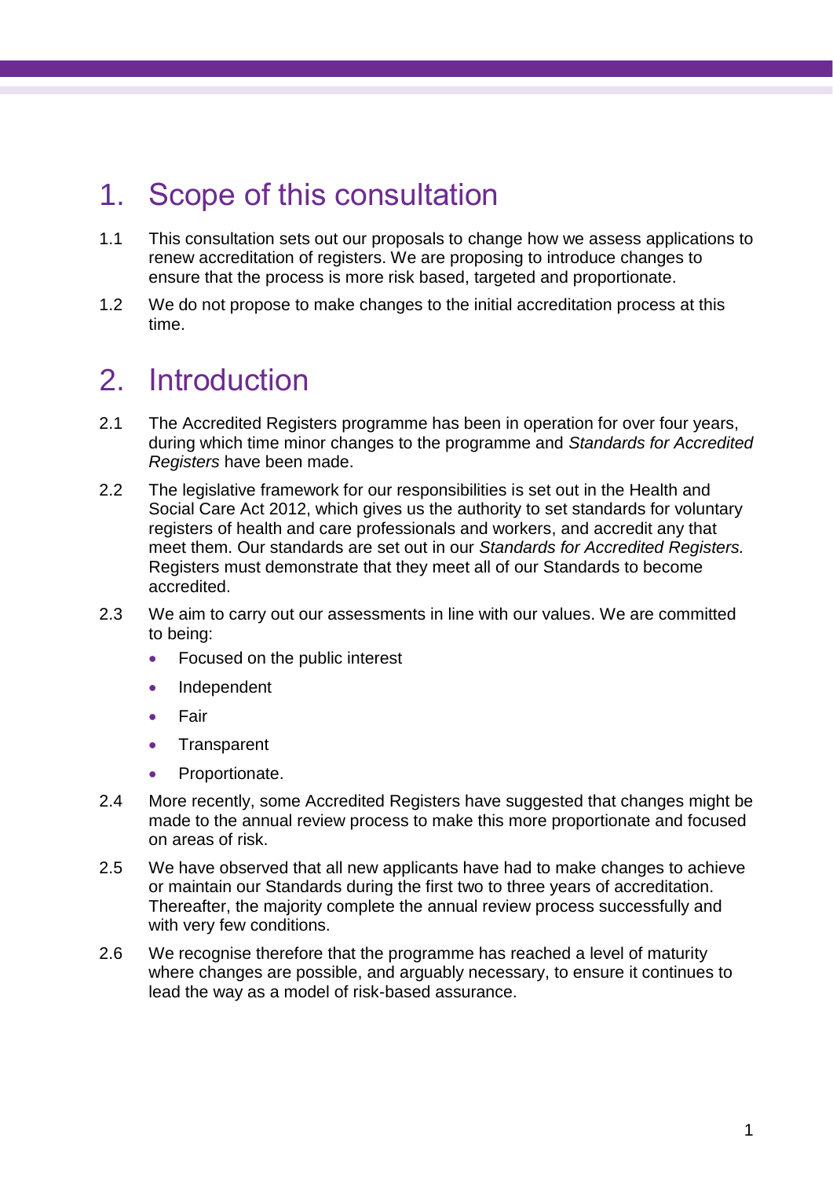# 1. Scope of this consultation

1.1 This consultation sets out our proposals to change how we assess applications to renew accreditation of registers. We are proposing to introduce changes to ensure that the process is more risk based, targeted and proportionate.

1.2 We do not propose to make changes to the initial accreditation process at this time.

# 2. Introduction

2.1 The Accredited Registers programme has been in operation for over four years, during which time minor changes to the programme and *Standards for Accredited Registers* have been made.

2.2 The legislative framework for our responsibilities is set out in the Health and Social Care Act 2012, which gives us the authority to set standards for voluntary registers of health and care professionals and workers, and accredit any that meet them. Our standards are set out in our *Standards for Accredited Registers.* Registers must demonstrate that they meet all of our Standards to become accredited.

2.3 We aim to carry out our assessments in line with our values. We are committed to being:

- Focused on the public interest
- Independent
- Fair
- Transparent
- Proportionate.

2.4 More recently, some Accredited Registers have suggested that changes might be made to the annual review process to make this more proportionate and focused on areas of risk.

2.5 We have observed that all new applicants have had to make changes to achieve or maintain our Standards during the first two to three years of accreditation. Thereafter, the majority complete the annual review process successfully and with very few conditions.

2.6 We recognise therefore that the programme has reached a level of maturity where changes are possible, and arguably necessary, to ensure it continues to lead the way as a model of risk-based assurance.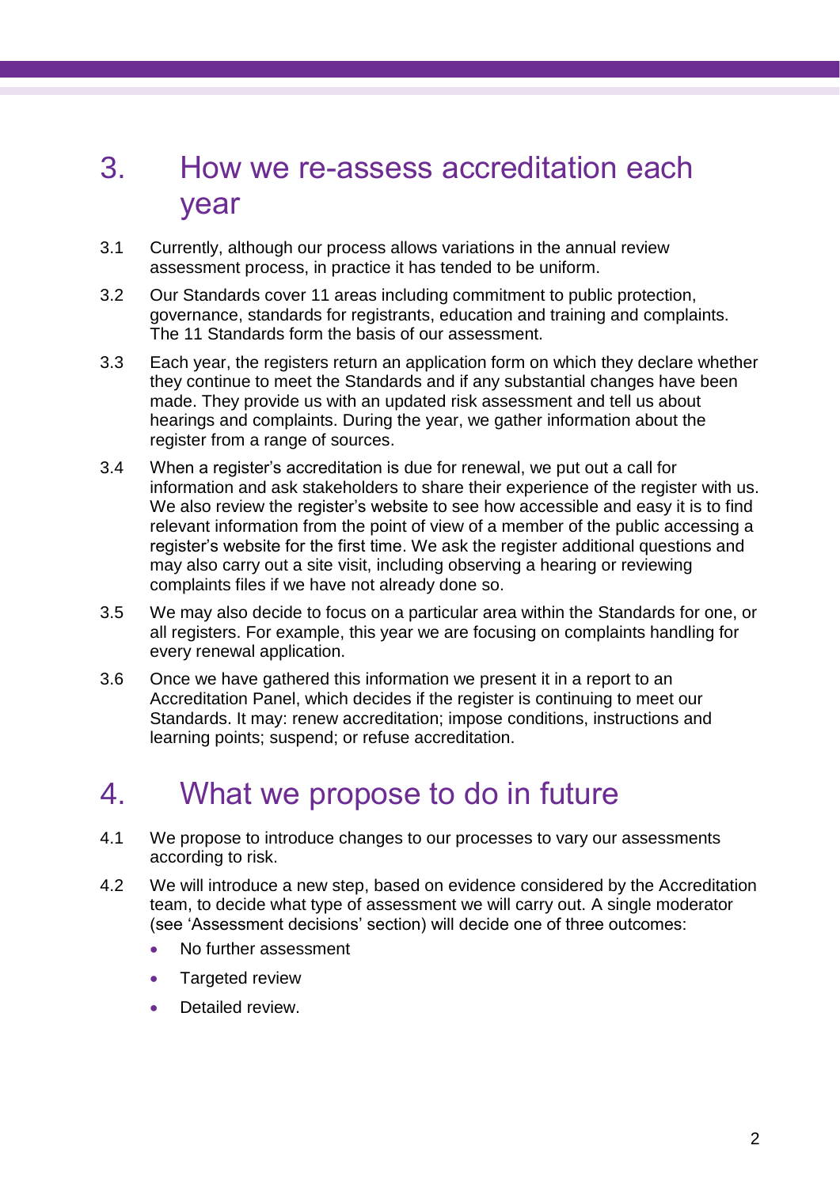## 3. How we re-assess accreditation each year

3.1 Currently, although our process allows variations in the annual review assessment process, in practice it has tended to be uniform.

3.2 Our Standards cover 11 areas including commitment to public protection, governance, standards for registrants, education and training and complaints. The 11 Standards form the basis of our assessment.

3.3 Each year, the registers return an application form on which they declare whether they continue to meet the Standards and if any substantial changes have been made. They provide us with an updated risk assessment and tell us about hearings and complaints. During the year, we gather information about the register from a range of sources.

3.4 When a register's accreditation is due for renewal, we put out a call for information and ask stakeholders to share their experience of the register with us. We also review the register's website to see how accessible and easy it is to find relevant information from the point of view of a member of the public accessing a register's website for the first time. We ask the register additional questions and may also carry out a site visit, including observing a hearing or reviewing complaints files if we have not already done so.

3.5 We may also decide to focus on a particular area within the Standards for one, or all registers. For example, this year we are focusing on complaints handling for every renewal application.

3.6 Once we have gathered this information we present it in a report to an Accreditation Panel, which decides if the register is continuing to meet our Standards. It may: renew accreditation; impose conditions, instructions and learning points; suspend; or refuse accreditation.

## 4. What we propose to do in future

4.1 We propose to introduce changes to our processes to vary our assessments according to risk.

4.2 We will introduce a new step, based on evidence considered by the Accreditation team, to decide what type of assessment we will carry out. A single moderator (see 'Assessment decisions' section) will decide one of three outcomes:

- No further assessment
- Targeted review
- Detailed review.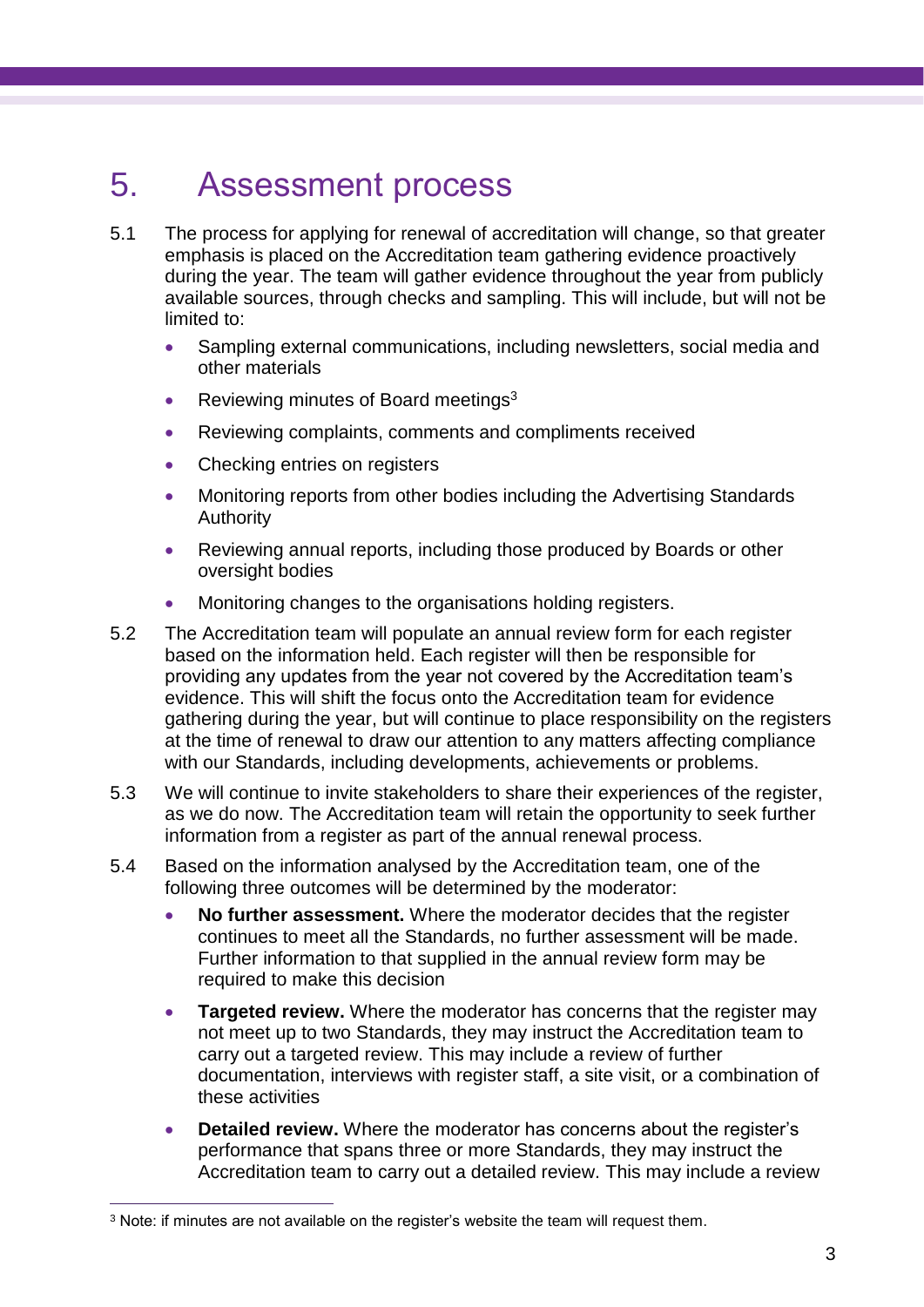# 5. Assessment process

5.1 The process for applying for renewal of accreditation will change, so that greater emphasis is placed on the Accreditation team gathering evidence proactively during the year. The team will gather evidence throughout the year from publicly available sources, through checks and sampling. This will include, but will not be limited to:

- Sampling external communications, including newsletters, social media and other materials
- Reviewing minutes of Board meetings[3]
- Reviewing complaints, comments and compliments received
- Checking entries on registers
- Monitoring reports from other bodies including the Advertising Standards Authority
- Reviewing annual reports, including those produced by Boards or other oversight bodies
- Monitoring changes to the organisations holding registers.

5.2 The Accreditation team will populate an annual review form for each register based on the information held. Each register will then be responsible for providing any updates from the year not covered by the Accreditation team's evidence. This will shift the focus onto the Accreditation team for evidence gathering during the year, but will continue to place responsibility on the registers at the time of renewal to draw our attention to any matters affecting compliance with our Standards, including developments, achievements or problems.

5.3 We will continue to invite stakeholders to share their experiences of the register, as we do now. The Accreditation team will retain the opportunity to seek further information from a register as part of the annual renewal process.

5.4 Based on the information analysed by the Accreditation team, one of the following three outcomes will be determined by the moderator:

- **No further assessment.** Where the moderator decides that the register continues to meet all the Standards, no further assessment will be made. Further information to that supplied in the annual review form may be required to make this decision
- **Targeted review.** Where the moderator has concerns that the register may not meet up to two Standards, they may instruct the Accreditation team to carry out a targeted review. This may include a review of further documentation, interviews with register staff, a site visit, or a combination of these activities
- **Detailed review.** Where the moderator has concerns about the register's performance that spans three or more Standards, they may instruct the Accreditation team to carry out a detailed review. This may include a review

[3] Note: if minutes are not available on the register's website the team will request them.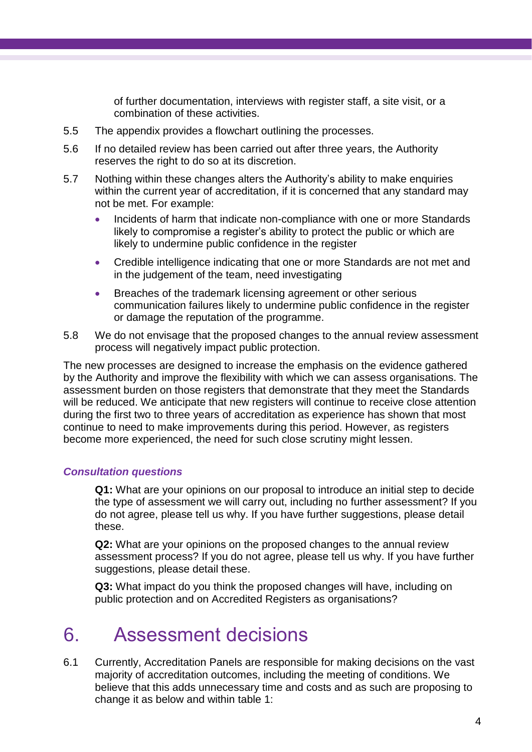of further documentation, interviews with register staff, a site visit, or a combination of these activities.

5.5 The appendix provides a flowchart outlining the processes.

5.6 If no detailed review has been carried out after three years, the Authority reserves the right to do so at its discretion.

5.7 Nothing within these changes alters the Authority's ability to make enquiries within the current year of accreditation, if it is concerned that any standard may not be met. For example:

- Incidents of harm that indicate non-compliance with one or more Standards likely to compromise a register's ability to protect the public or which are likely to undermine public confidence in the register
- Credible intelligence indicating that one or more Standards are not met and in the judgement of the team, need investigating
- Breaches of the trademark licensing agreement or other serious communication failures likely to undermine public confidence in the register or damage the reputation of the programme.

5.8 We do not envisage that the proposed changes to the annual review assessment process will negatively impact public protection.

The new processes are designed to increase the emphasis on the evidence gathered by the Authority and improve the flexibility with which we can assess organisations. The assessment burden on those registers that demonstrate that they meet the Standards will be reduced. We anticipate that new registers will continue to receive close attention during the first two to three years of accreditation as experience has shown that most continue to need to make improvements during this period. However, as registers become more experienced, the need for such close scrutiny might lessen.

***Consultation questions***

**Q1:** What are your opinions on our proposal to introduce an initial step to decide the type of assessment we will carry out, including no further assessment? If you do not agree, please tell us why. If you have further suggestions, please detail these.

**Q2:** What are your opinions on the proposed changes to the annual review assessment process? If you do not agree, please tell us why. If you have further suggestions, please detail these.

**Q3:** What impact do you think the proposed changes will have, including on public protection and on Accredited Registers as organisations?

# 6. Assessment decisions

6.1 Currently, Accreditation Panels are responsible for making decisions on the vast majority of accreditation outcomes, including the meeting of conditions. We believe that this adds unnecessary time and costs and as such are proposing to change it as below and within table 1: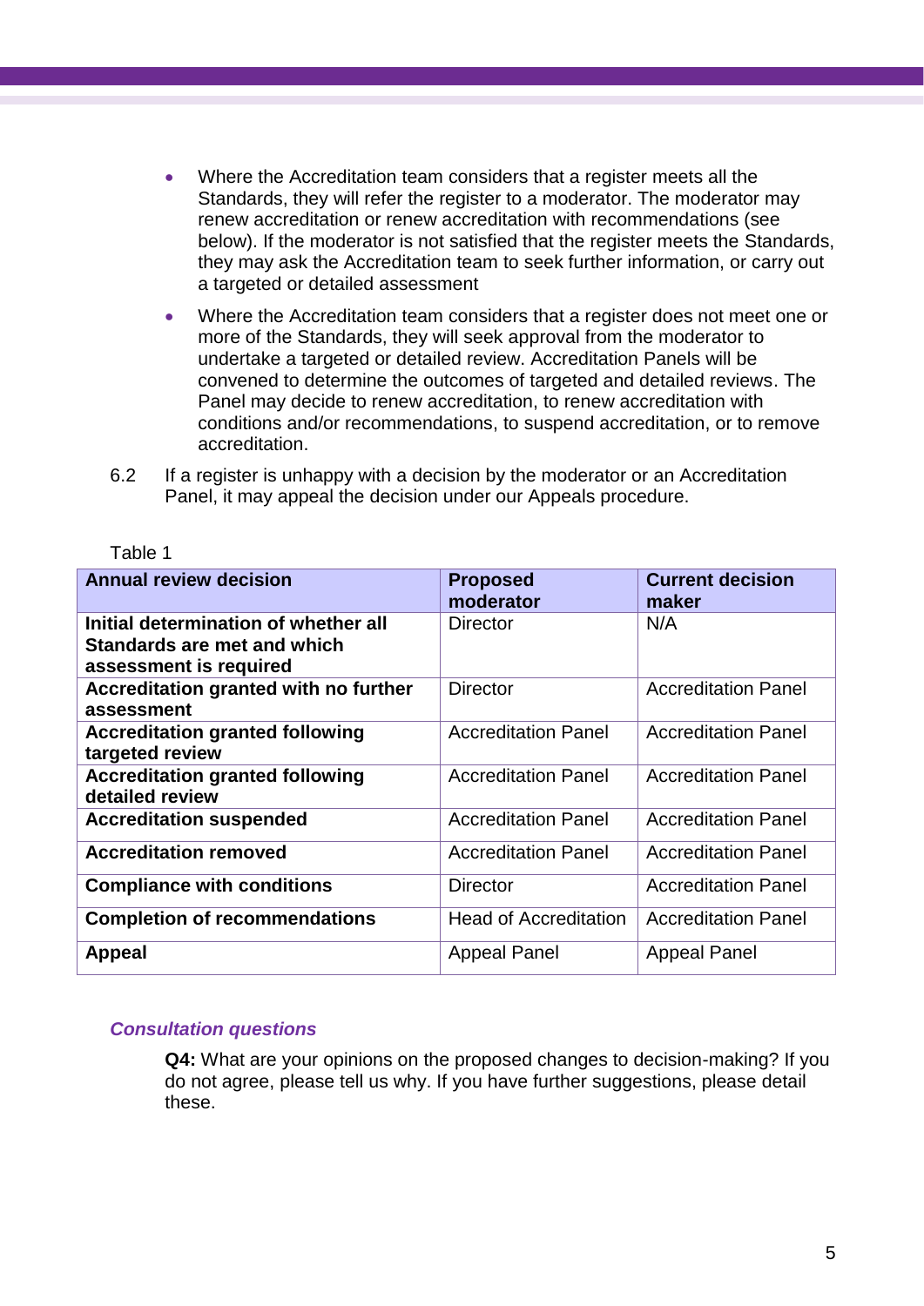- Where the Accreditation team considers that a register meets all the Standards, they will refer the register to a moderator. The moderator may renew accreditation or renew accreditation with recommendations (see below). If the moderator is not satisfied that the register meets the Standards, they may ask the Accreditation team to seek further information, or carry out a targeted or detailed assessment
- Where the Accreditation team considers that a register does not meet one or more of the Standards, they will seek approval from the moderator to undertake a targeted or detailed review. Accreditation Panels will be convened to determine the outcomes of targeted and detailed reviews. The Panel may decide to renew accreditation, to renew accreditation with conditions and/or recommendations, to suspend accreditation, or to remove accreditation.

6.2 If a register is unhappy with a decision by the moderator or an Accreditation Panel, it may appeal the decision under our Appeals procedure.

Table 1

| Annual review decision | Proposed moderator | Current decision maker |
|---|---|---|
| **Initial determination of whether all Standards are met and which assessment is required** | Director | N/A |
| **Accreditation granted with no further assessment** | Director | Accreditation Panel |
| **Accreditation granted following targeted review** | Accreditation Panel | Accreditation Panel |
| **Accreditation granted following detailed review** | Accreditation Panel | Accreditation Panel |
| **Accreditation suspended** | Accreditation Panel | Accreditation Panel |
| **Accreditation removed** | Accreditation Panel | Accreditation Panel |
| **Compliance with conditions** | Director | Accreditation Panel |
| **Completion of recommendations** | Head of Accreditation | Accreditation Panel |
| **Appeal** | Appeal Panel | Appeal Panel |

### *Consultation questions*

**Q4:** What are your opinions on the proposed changes to decision-making? If you do not agree, please tell us why. If you have further suggestions, please detail these.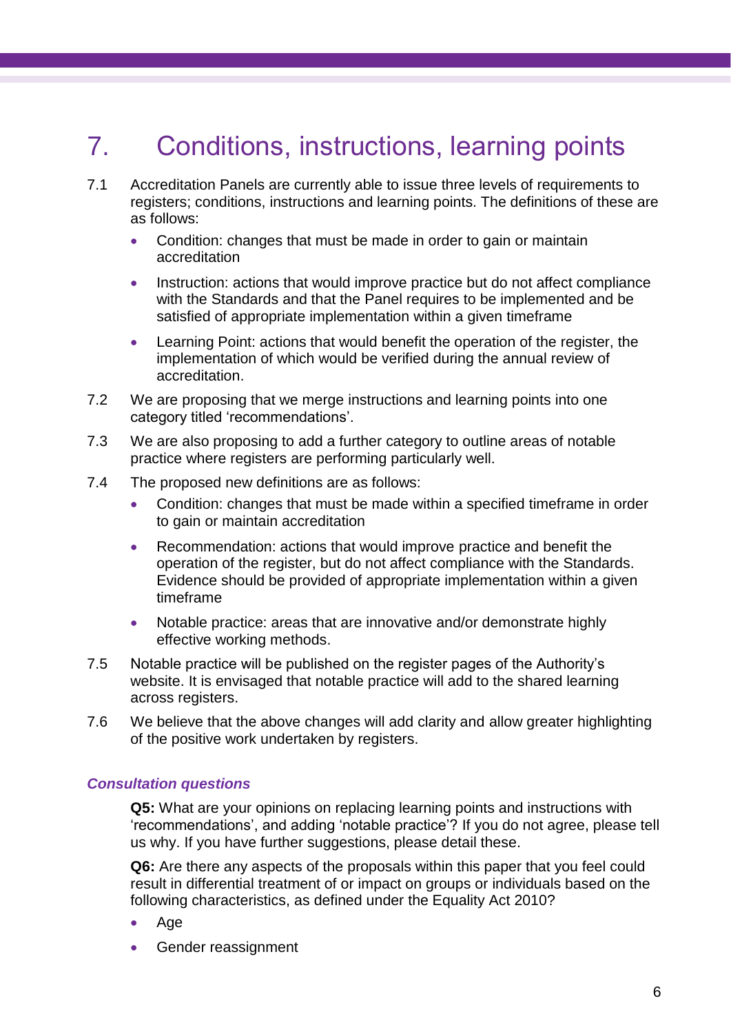# 7. Conditions, instructions, learning points

7.1 Accreditation Panels are currently able to issue three levels of requirements to registers; conditions, instructions and learning points. The definitions of these are as follows:

- Condition: changes that must be made in order to gain or maintain accreditation
- Instruction: actions that would improve practice but do not affect compliance with the Standards and that the Panel requires to be implemented and be satisfied of appropriate implementation within a given timeframe
- Learning Point: actions that would benefit the operation of the register, the implementation of which would be verified during the annual review of accreditation.

7.2 We are proposing that we merge instructions and learning points into one category titled 'recommendations'.

7.3 We are also proposing to add a further category to outline areas of notable practice where registers are performing particularly well.

7.4 The proposed new definitions are as follows:

- Condition: changes that must be made within a specified timeframe in order to gain or maintain accreditation
- Recommendation: actions that would improve practice and benefit the operation of the register, but do not affect compliance with the Standards. Evidence should be provided of appropriate implementation within a given timeframe
- Notable practice: areas that are innovative and/or demonstrate highly effective working methods.

7.5 Notable practice will be published on the register pages of the Authority's website. It is envisaged that notable practice will add to the shared learning across registers.

7.6 We believe that the above changes will add clarity and allow greater highlighting of the positive work undertaken by registers.

***Consultation questions***

**Q5:** What are your opinions on replacing learning points and instructions with 'recommendations', and adding 'notable practice'? If you do not agree, please tell us why. If you have further suggestions, please detail these.

**Q6:** Are there any aspects of the proposals within this paper that you feel could result in differential treatment of or impact on groups or individuals based on the following characteristics, as defined under the Equality Act 2010?

- Age
- Gender reassignment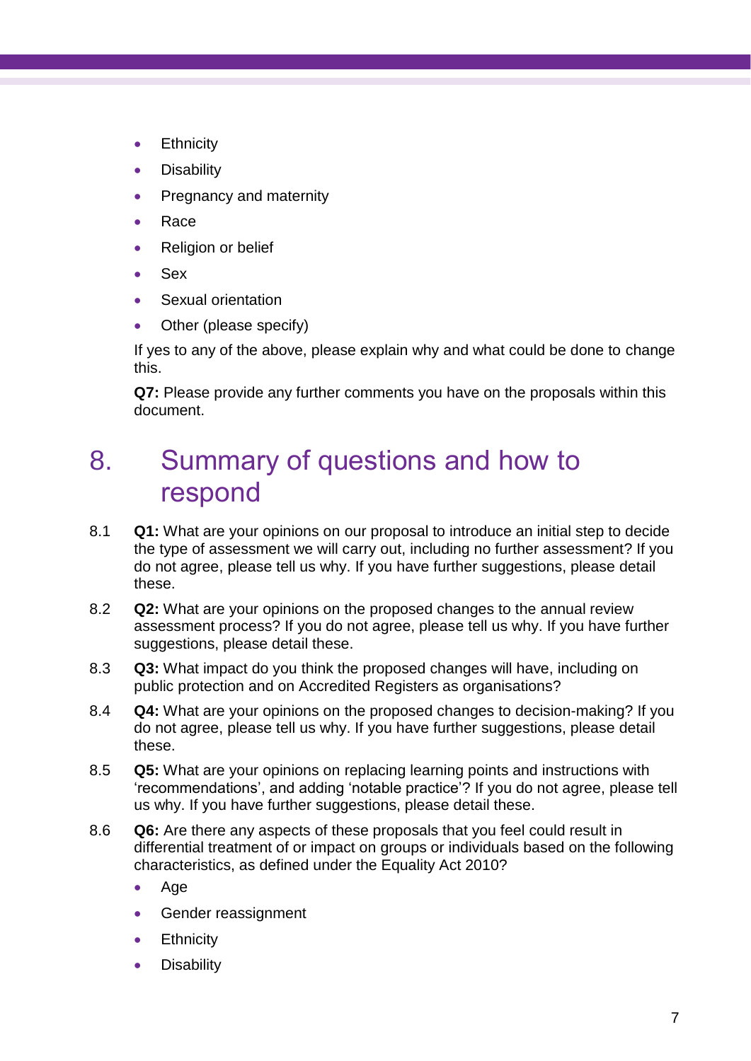- Ethnicity
- Disability
- Pregnancy and maternity
- Race
- Religion or belief
- Sex
- Sexual orientation
- Other (please specify)

If yes to any of the above, please explain why and what could be done to change this.

**Q7:** Please provide any further comments you have on the proposals within this document.

# 8. Summary of questions and how to respond

8.1 **Q1:** What are your opinions on our proposal to introduce an initial step to decide the type of assessment we will carry out, including no further assessment? If you do not agree, please tell us why. If you have further suggestions, please detail these.

8.2 **Q2:** What are your opinions on the proposed changes to the annual review assessment process? If you do not agree, please tell us why. If you have further suggestions, please detail these.

8.3 **Q3:** What impact do you think the proposed changes will have, including on public protection and on Accredited Registers as organisations?

8.4 **Q4:** What are your opinions on the proposed changes to decision-making? If you do not agree, please tell us why. If you have further suggestions, please detail these.

8.5 **Q5:** What are your opinions on replacing learning points and instructions with 'recommendations', and adding 'notable practice'? If you do not agree, please tell us why. If you have further suggestions, please detail these.

8.6 **Q6:** Are there any aspects of these proposals that you feel could result in differential treatment of or impact on groups or individuals based on the following characteristics, as defined under the Equality Act 2010?

- Age
- Gender reassignment
- Ethnicity
- Disability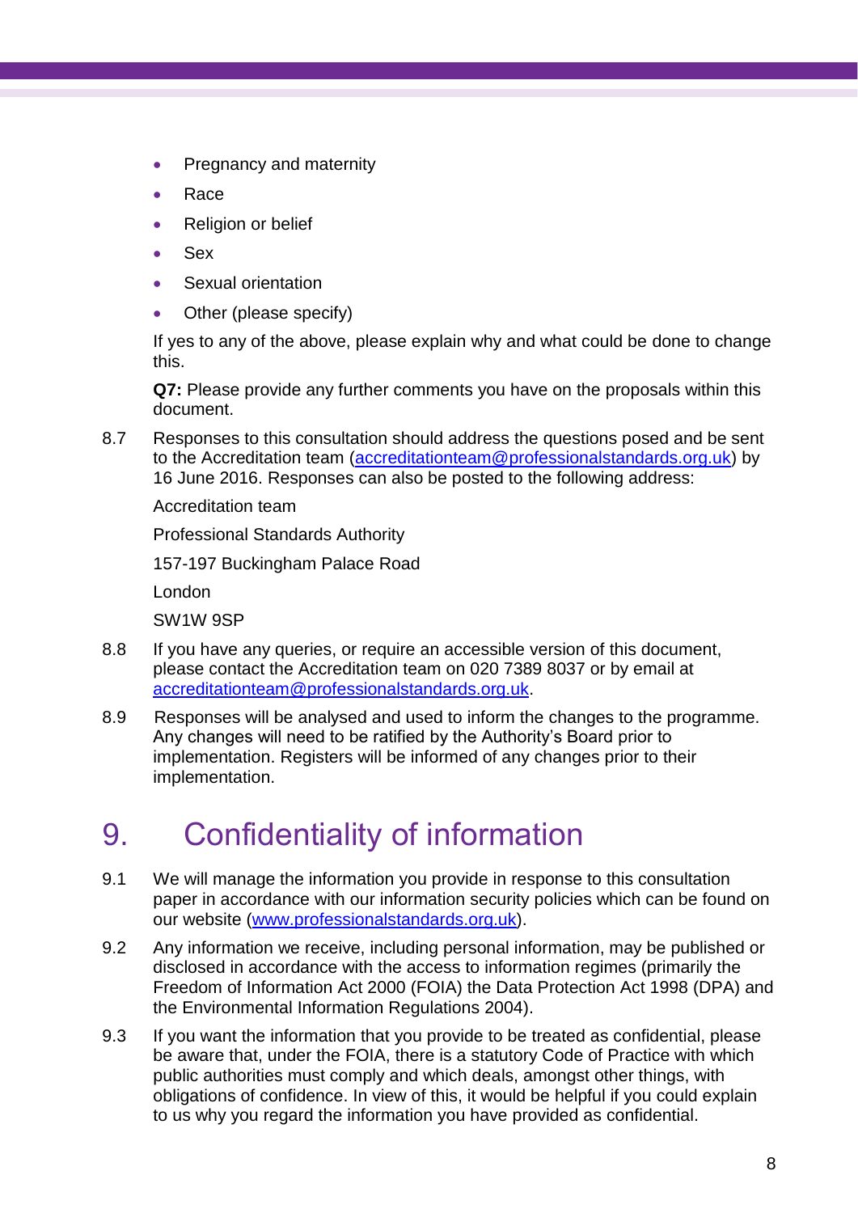- Pregnancy and maternity
- Race
- Religion or belief
- Sex
- Sexual orientation
- Other (please specify)

If yes to any of the above, please explain why and what could be done to change this.

**Q7:** Please provide any further comments you have on the proposals within this document.

8.7 Responses to this consultation should address the questions posed and be sent to the Accreditation team (accreditationteam@professionalstandards.org.uk) by 16 June 2016. Responses can also be posted to the following address:

Accreditation team

Professional Standards Authority

157-197 Buckingham Palace Road

London

SW1W 9SP

8.8 If you have any queries, or require an accessible version of this document, please contact the Accreditation team on 020 7389 8037 or by email at accreditationteam@professionalstandards.org.uk.

8.9 Responses will be analysed and used to inform the changes to the programme. Any changes will need to be ratified by the Authority's Board prior to implementation. Registers will be informed of any changes prior to their implementation.

# 9. Confidentiality of information

9.1 We will manage the information you provide in response to this consultation paper in accordance with our information security policies which can be found on our website (www.professionalstandards.org.uk).

9.2 Any information we receive, including personal information, may be published or disclosed in accordance with the access to information regimes (primarily the Freedom of Information Act 2000 (FOIA) the Data Protection Act 1998 (DPA) and the Environmental Information Regulations 2004).

9.3 If you want the information that you provide to be treated as confidential, please be aware that, under the FOIA, there is a statutory Code of Practice with which public authorities must comply and which deals, amongst other things, with obligations of confidence. In view of this, it would be helpful if you could explain to us why you regard the information you have provided as confidential.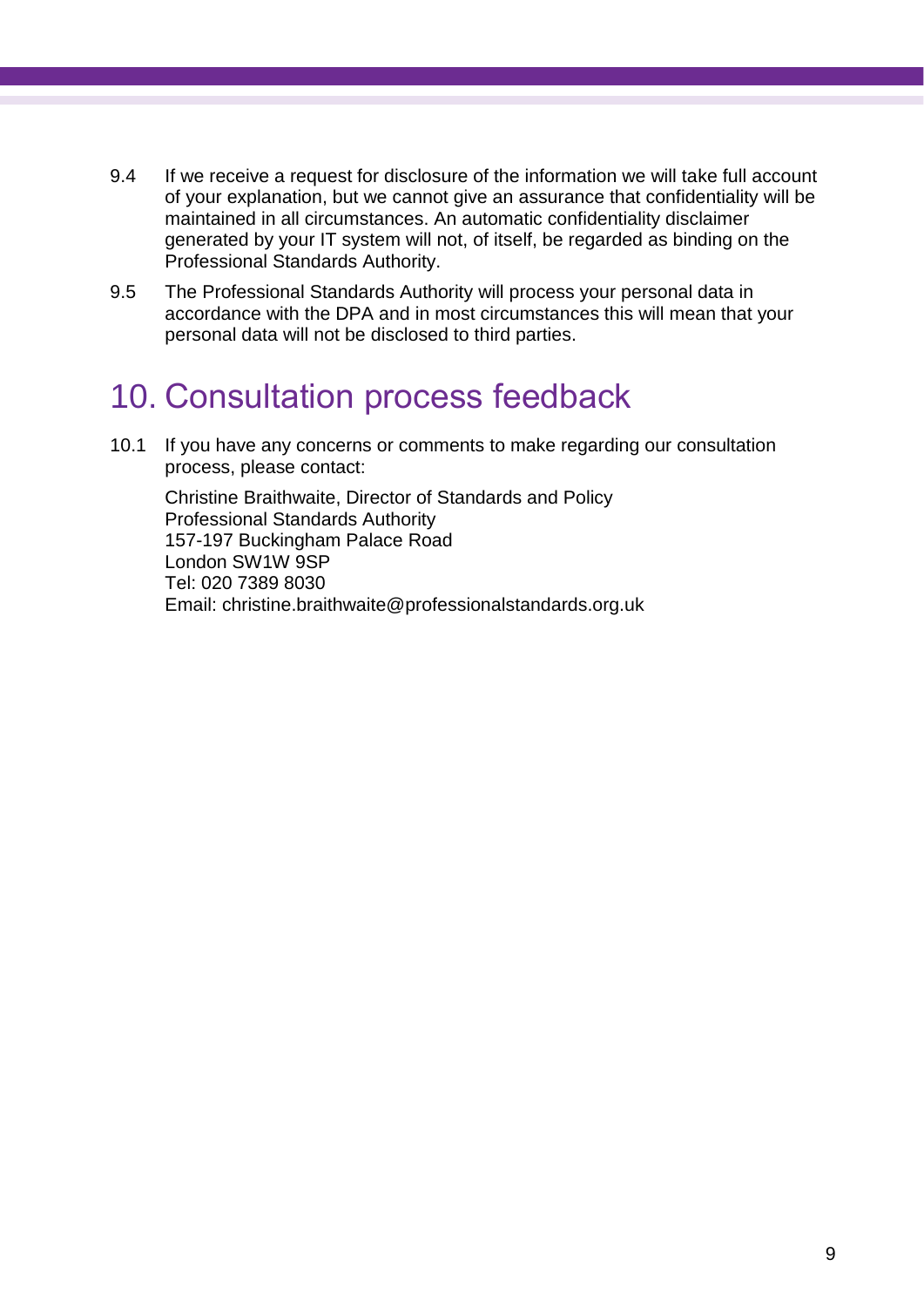9.4 If we receive a request for disclosure of the information we will take full account of your explanation, but we cannot give an assurance that confidentiality will be maintained in all circumstances. An automatic confidentiality disclaimer generated by your IT system will not, of itself, be regarded as binding on the Professional Standards Authority.

9.5 The Professional Standards Authority will process your personal data in accordance with the DPA and in most circumstances this will mean that your personal data will not be disclosed to third parties.

# 10. Consultation process feedback

10.1 If you have any concerns or comments to make regarding our consultation process, please contact:

Christine Braithwaite, Director of Standards and Policy
Professional Standards Authority
157-197 Buckingham Palace Road
London SW1W 9SP
Tel: 020 7389 8030
Email: christine.braithwaite@professionalstandards.org.uk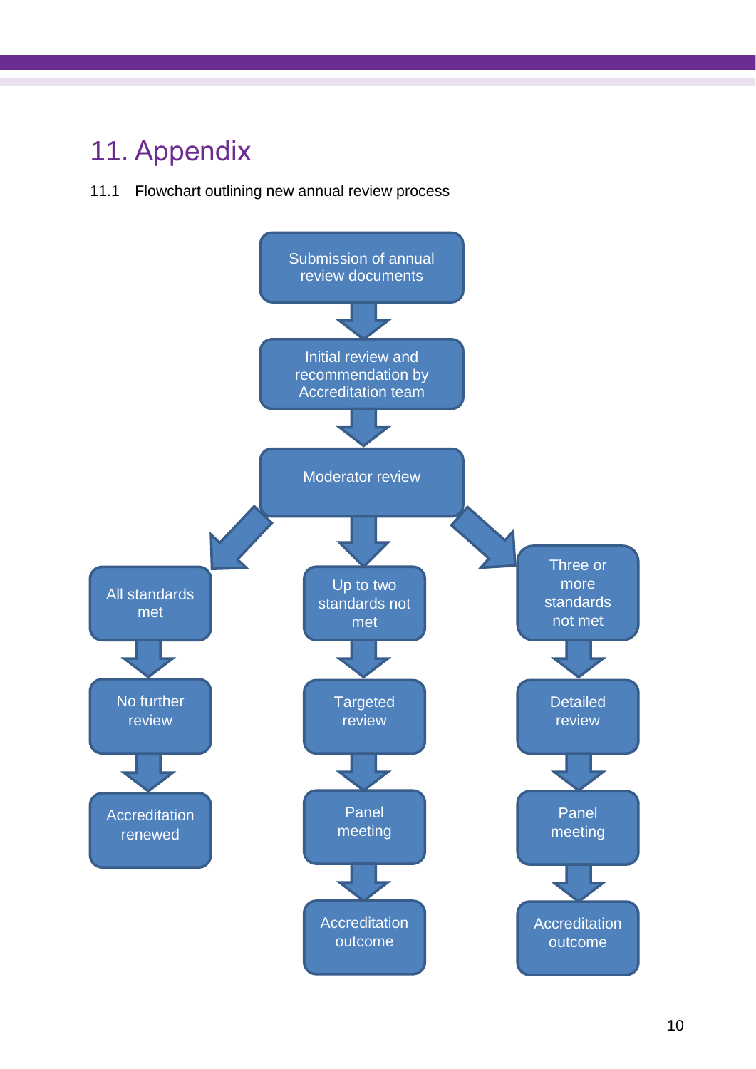# 11. Appendix

11.1 Flowchart outlining new annual review process

Submission of annual review documents

Initial review and recommendation by Accreditation team

Moderator review

All standards met

No further review

Accreditation renewed

Up to two standards not met

Targeted review

Panel meeting

Accreditation outcome

Three or more standards not met

Detailed review

Panel meeting

Accreditation outcome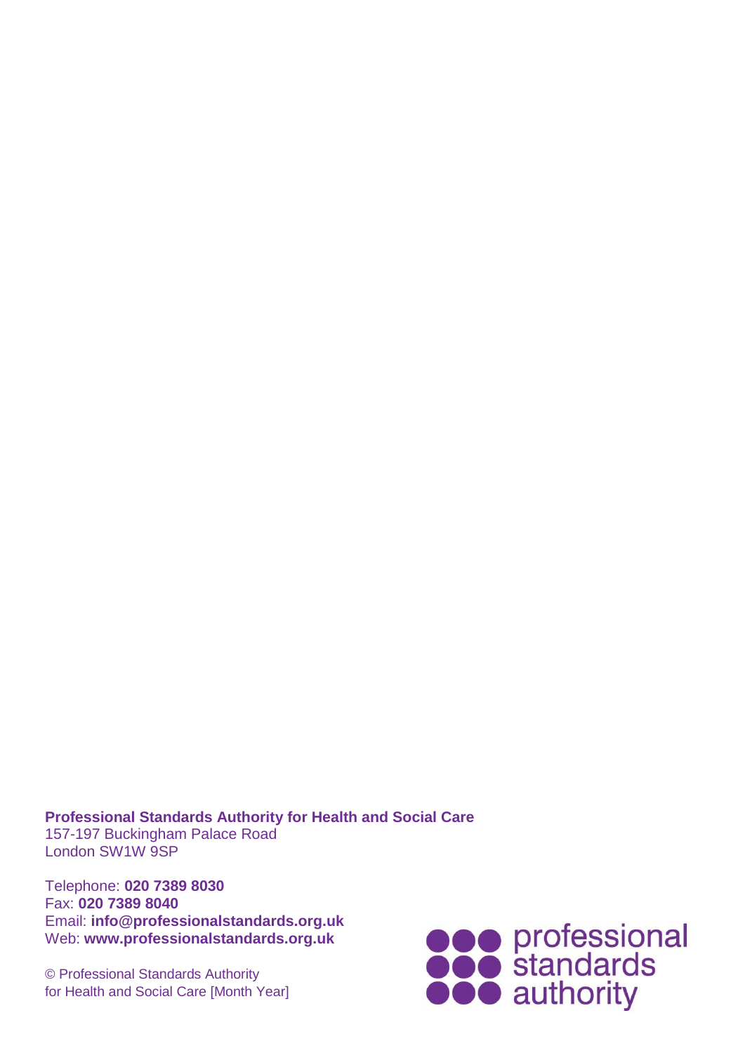**Professional Standards Authority for Health and Social Care**
157-197 Buckingham Palace Road
London SW1W 9SP

Telephone: **020 7389 8030**
Fax: **020 7389 8040**
Email: **info@professionalstandards.org.uk**
Web: **www.professionalstandards.org.uk**

© Professional Standards Authority
for Health and Social Care [Month Year]

professional
standards
authority